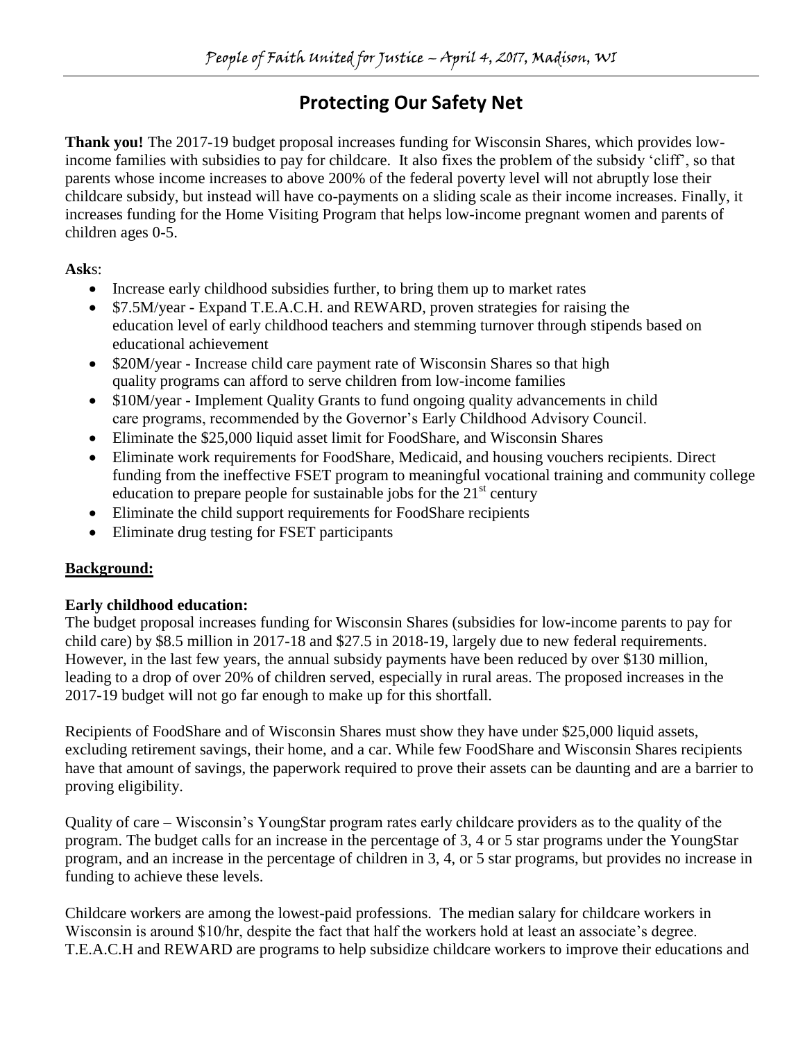People of Faith United for Justice – April 4, 2017, Madison, WI

# Protecting Our Safety Net

**Thank you!** The 2017-19 budget proposal increases funding for Wisconsin Shares, which provides low-income families with subsidies to pay for childcare. It also fixes the problem of the subsidy 'cliff', so that parents whose income increases to above 200% of the federal poverty level will not abruptly lose their childcare subsidy, but instead will have co-payments on a sliding scale as their income increases. Finally, it increases funding for the Home Visiting Program that helps low-income pregnant women and parents of children ages 0-5.

**Ask**s:

- Increase early childhood subsidies further, to bring them up to market rates
- \$7.5M/year - Expand T.E.A.C.H. and REWARD, proven strategies for raising the education level of early childhood teachers and stemming turnover through stipends based on educational achievement
- \$20M/year - Increase child care payment rate of Wisconsin Shares so that high quality programs can afford to serve children from low-income families
- \$10M/year - Implement Quality Grants to fund ongoing quality advancements in child care programs, recommended by the Governor's Early Childhood Advisory Council.
- Eliminate the \$25,000 liquid asset limit for FoodShare, and Wisconsin Shares
- Eliminate work requirements for FoodShare, Medicaid, and housing vouchers recipients. Direct funding from the ineffective FSET program to meaningful vocational training and community college education to prepare people for sustainable jobs for the 21st century
- Eliminate the child support requirements for FoodShare recipients
- Eliminate drug testing for FSET participants

## Background:

### Early childhood education:

The budget proposal increases funding for Wisconsin Shares (subsidies for low-income parents to pay for child care) by \$8.5 million in 2017-18 and \$27.5 in 2018-19, largely due to new federal requirements. However, in the last few years, the annual subsidy payments have been reduced by over \$130 million, leading to a drop of over 20% of children served, especially in rural areas. The proposed increases in the 2017-19 budget will not go far enough to make up for this shortfall.

Recipients of FoodShare and of Wisconsin Shares must show they have under \$25,000 liquid assets, excluding retirement savings, their home, and a car. While few FoodShare and Wisconsin Shares recipients have that amount of savings, the paperwork required to prove their assets can be daunting and are a barrier to proving eligibility.

Quality of care – Wisconsin's YoungStar program rates early childcare providers as to the quality of the program. The budget calls for an increase in the percentage of 3, 4 or 5 star programs under the YoungStar program, and an increase in the percentage of children in 3, 4, or 5 star programs, but provides no increase in funding to achieve these levels.

Childcare workers are among the lowest-paid professions. The median salary for childcare workers in Wisconsin is around \$10/hr, despite the fact that half the workers hold at least an associate's degree. T.E.A.C.H and REWARD are programs to help subsidize childcare workers to improve their educations and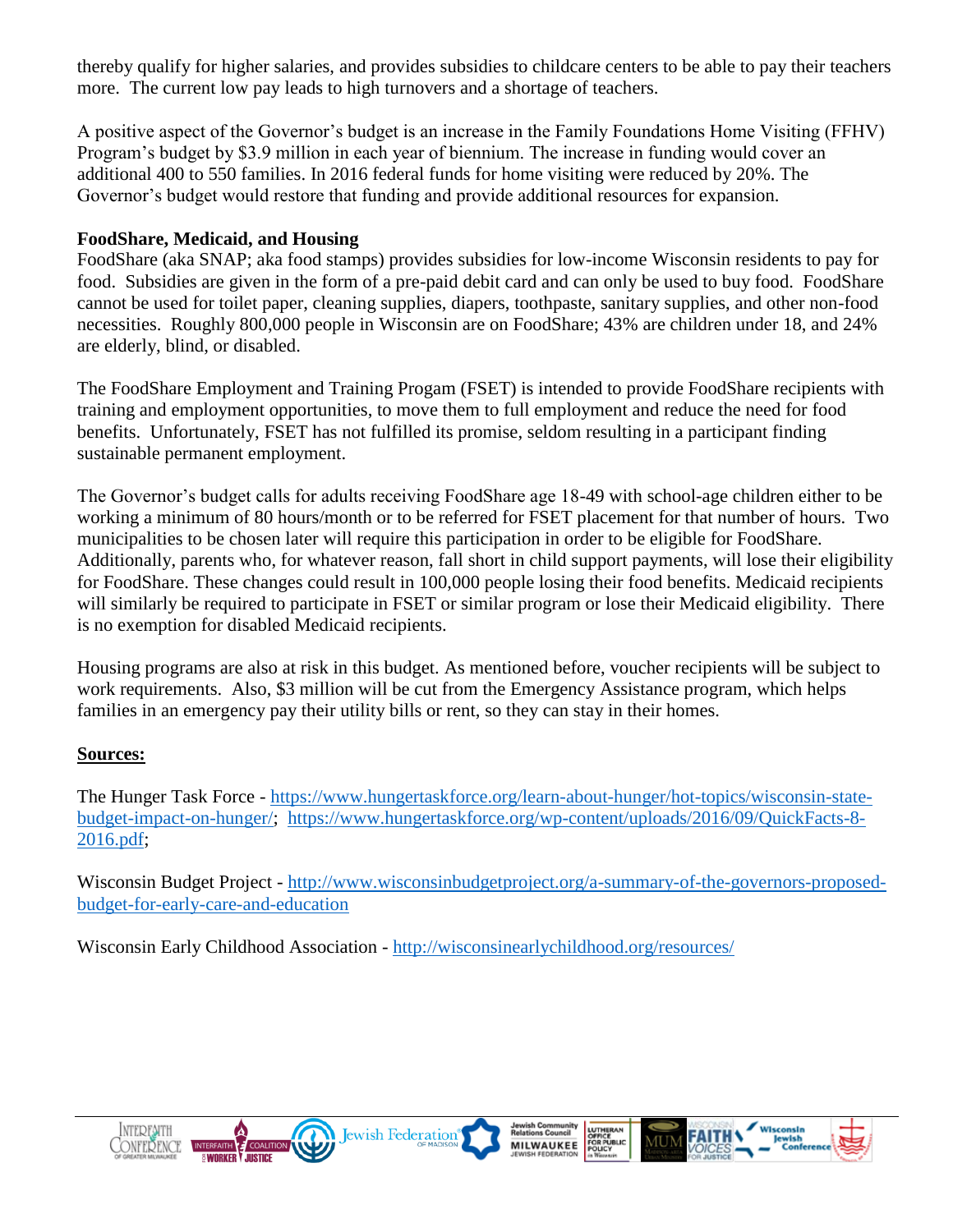thereby qualify for higher salaries, and provides subsidies to childcare centers to be able to pay their teachers more. The current low pay leads to high turnovers and a shortage of teachers.

A positive aspect of the Governor's budget is an increase in the Family Foundations Home Visiting (FFHV) Program's budget by $3.9 million in each year of biennium. The increase in funding would cover an additional 400 to 550 families. In 2016 federal funds for home visiting were reduced by 20%. The Governor's budget would restore that funding and provide additional resources for expansion.

**FoodShare, Medicaid, and Housing**

FoodShare (aka SNAP; aka food stamps) provides subsidies for low-income Wisconsin residents to pay for food. Subsidies are given in the form of a pre-paid debit card and can only be used to buy food. FoodShare cannot be used for toilet paper, cleaning supplies, diapers, toothpaste, sanitary supplies, and other non-food necessities. Roughly 800,000 people in Wisconsin are on FoodShare; 43% are children under 18, and 24% are elderly, blind, or disabled.

The FoodShare Employment and Training Progam (FSET) is intended to provide FoodShare recipients with training and employment opportunities, to move them to full employment and reduce the need for food benefits. Unfortunately, FSET has not fulfilled its promise, seldom resulting in a participant finding sustainable permanent employment.

The Governor's budget calls for adults receiving FoodShare age 18-49 with school-age children either to be working a minimum of 80 hours/month or to be referred for FSET placement for that number of hours. Two municipalities to be chosen later will require this participation in order to be eligible for FoodShare. Additionally, parents who, for whatever reason, fall short in child support payments, will lose their eligibility for FoodShare. These changes could result in 100,000 people losing their food benefits. Medicaid recipients will similarly be required to participate in FSET or similar program or lose their Medicaid eligibility. There is no exemption for disabled Medicaid recipients.

Housing programs are also at risk in this budget. As mentioned before, voucher recipients will be subject to work requirements. Also, $3 million will be cut from the Emergency Assistance program, which helps families in an emergency pay their utility bills or rent, so they can stay in their homes.

**Sources:**

The Hunger Task Force - https://www.hungertaskforce.org/learn-about-hunger/hot-topics/wisconsin-state-budget-impact-on-hunger/; https://www.hungertaskforce.org/wp-content/uploads/2016/09/QuickFacts-8-2016.pdf;

Wisconsin Budget Project - http://www.wisconsinbudgetproject.org/a-summary-of-the-governors-proposed-budget-for-early-care-and-education

Wisconsin Early Childhood Association - http://wisconsinearlychildhood.org/resources/